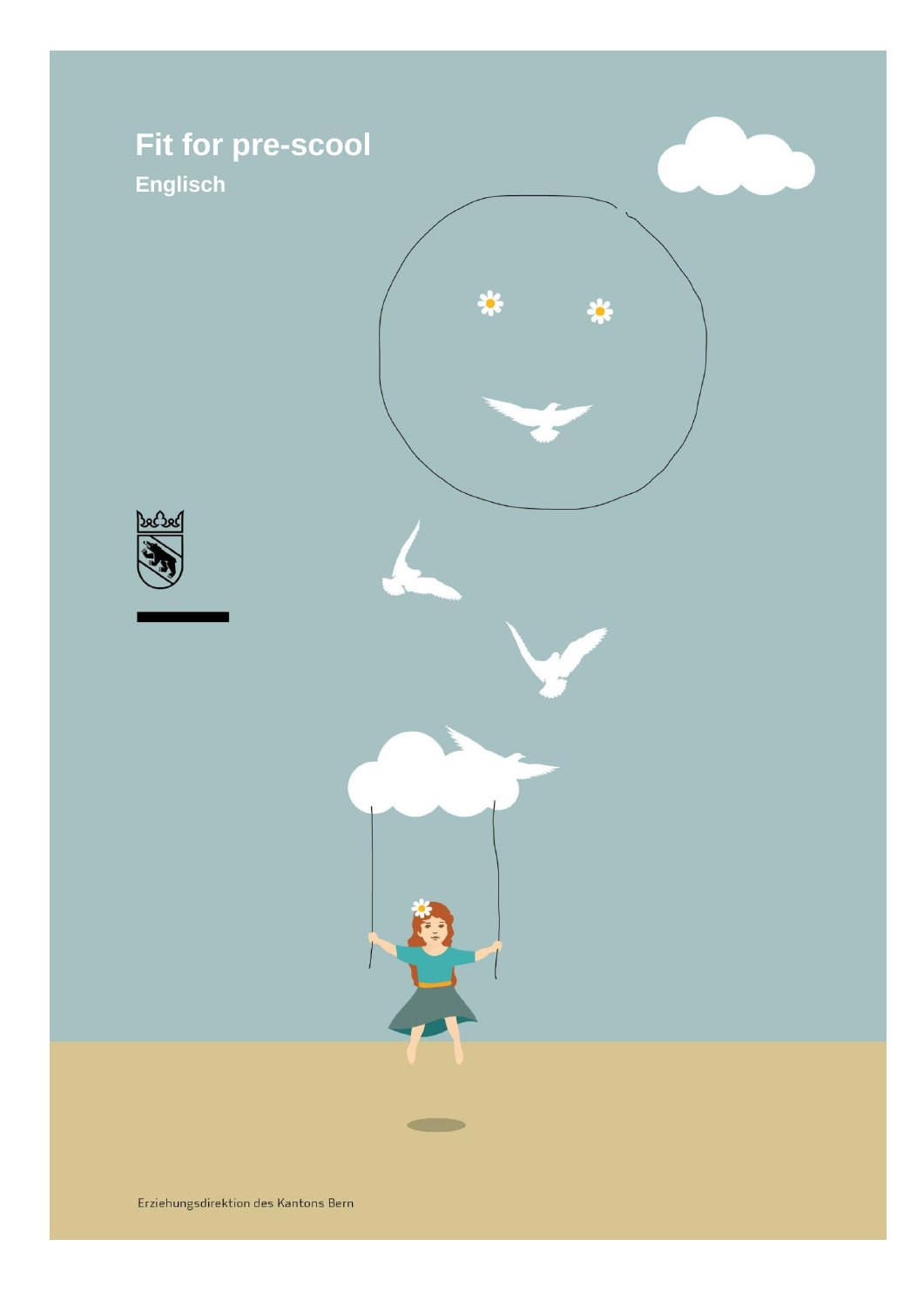# Fit for pre-scool

## Englisch

Erziehungsdirektion des Kantons Bern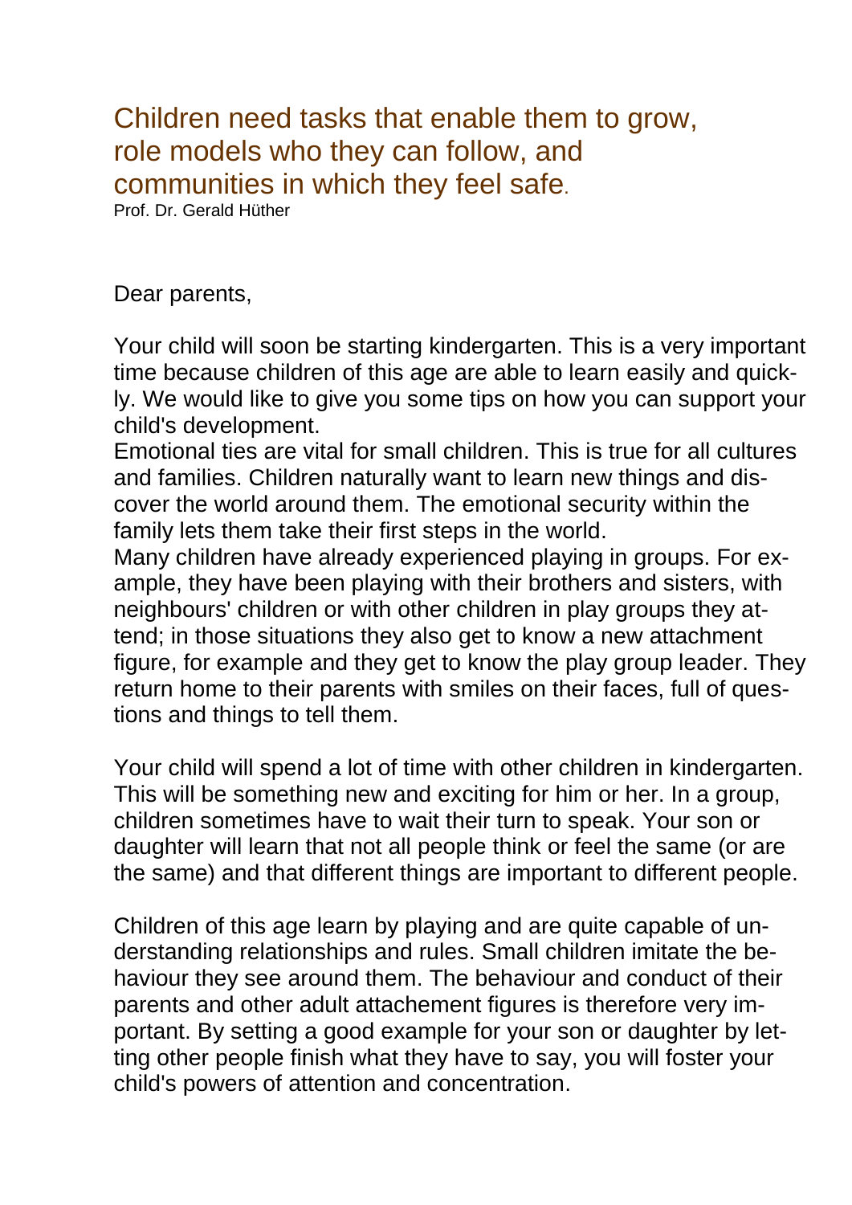## Children need tasks that enable them to grow, role models who they can follow, and communities in which they feel safe.

Prof. Dr. Gerald Hüther

Dear parents,

Your child will soon be starting kindergarten. This is a very important time because children of this age are able to learn easily and quickly. We would like to give you some tips on how you can support your child's development.
Emotional ties are vital for small children. This is true for all cultures and families. Children naturally want to learn new things and discover the world around them. The emotional security within the family lets them take their first steps in the world.
Many children have already experienced playing in groups. For example, they have been playing with their brothers and sisters, with neighbours' children or with other children in play groups they attend; in those situations they also get to know a new attachment figure, for example and they get to know the play group leader. They return home to their parents with smiles on their faces, full of questions and things to tell them.

Your child will spend a lot of time with other children in kindergarten. This will be something new and exciting for him or her. In a group, children sometimes have to wait their turn to speak. Your son or daughter will learn that not all people think or feel the same (or are the same) and that different things are important to different people.

Children of this age learn by playing and are quite capable of understanding relationships and rules. Small children imitate the behaviour they see around them. The behaviour and conduct of their parents and other adult attachement figures is therefore very important. By setting a good example for your son or daughter by letting other people finish what they have to say, you will foster your child's powers of attention and concentration.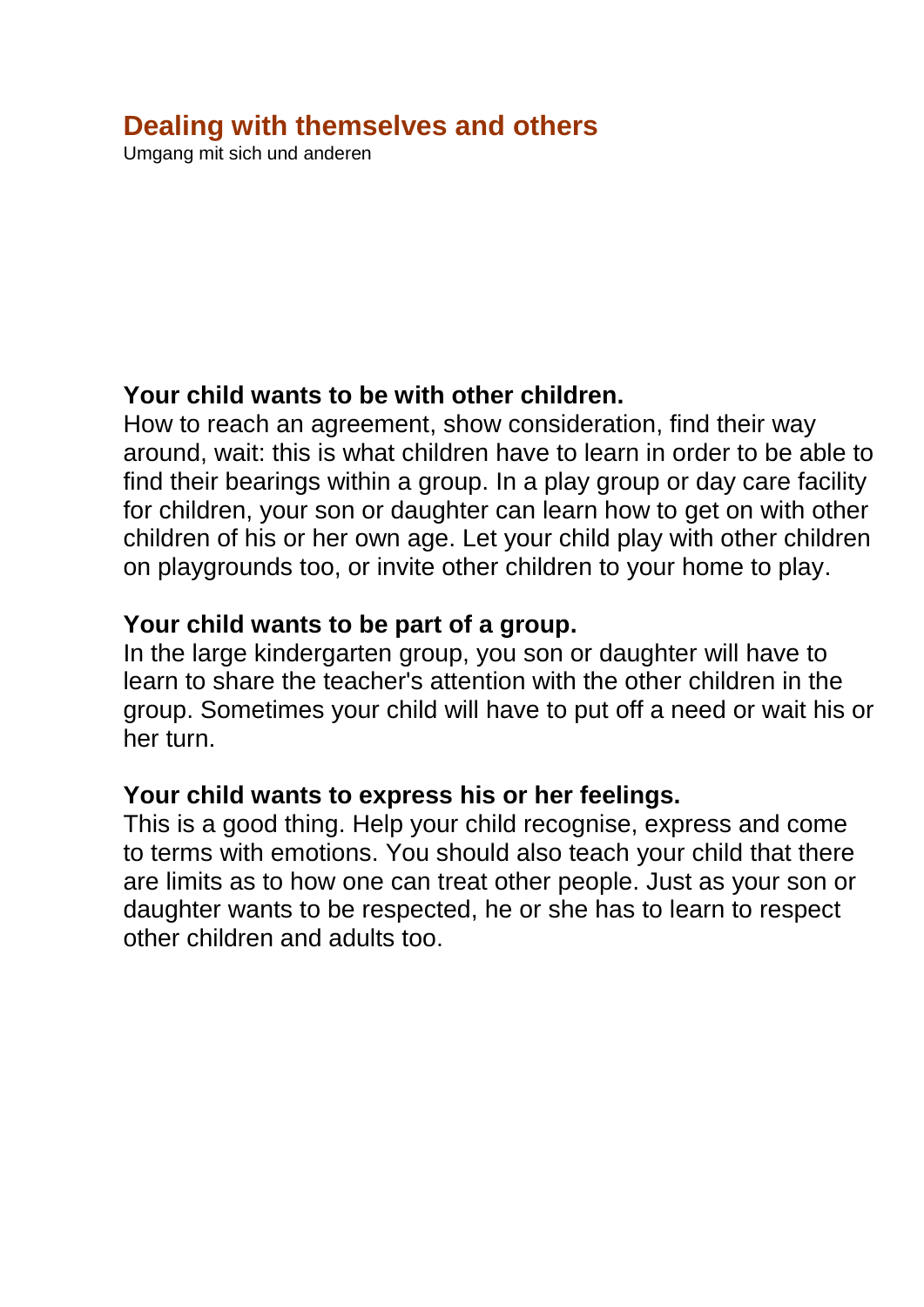## Dealing with themselves and others

Umgang mit sich und anderen

**Your child wants to be with other children.**
How to reach an agreement, show consideration, find their way around, wait: this is what children have to learn in order to be able to find their bearings within a group. In a play group or day care facility for children, your son or daughter can learn how to get on with other children of his or her own age. Let your child play with other children on playgrounds too, or invite other children to your home to play.

**Your child wants to be part of a group.**
In the large kindergarten group, you son or daughter will have to learn to share the teacher's attention with the other children in the group. Sometimes your child will have to put off a need or wait his or her turn.

**Your child wants to express his or her feelings.**
This is a good thing. Help your child recognise, express and come to terms with emotions. You should also teach your child that there are limits as to how one can treat other people. Just as your son or daughter wants to be respected, he or she has to learn to respect other children and adults too.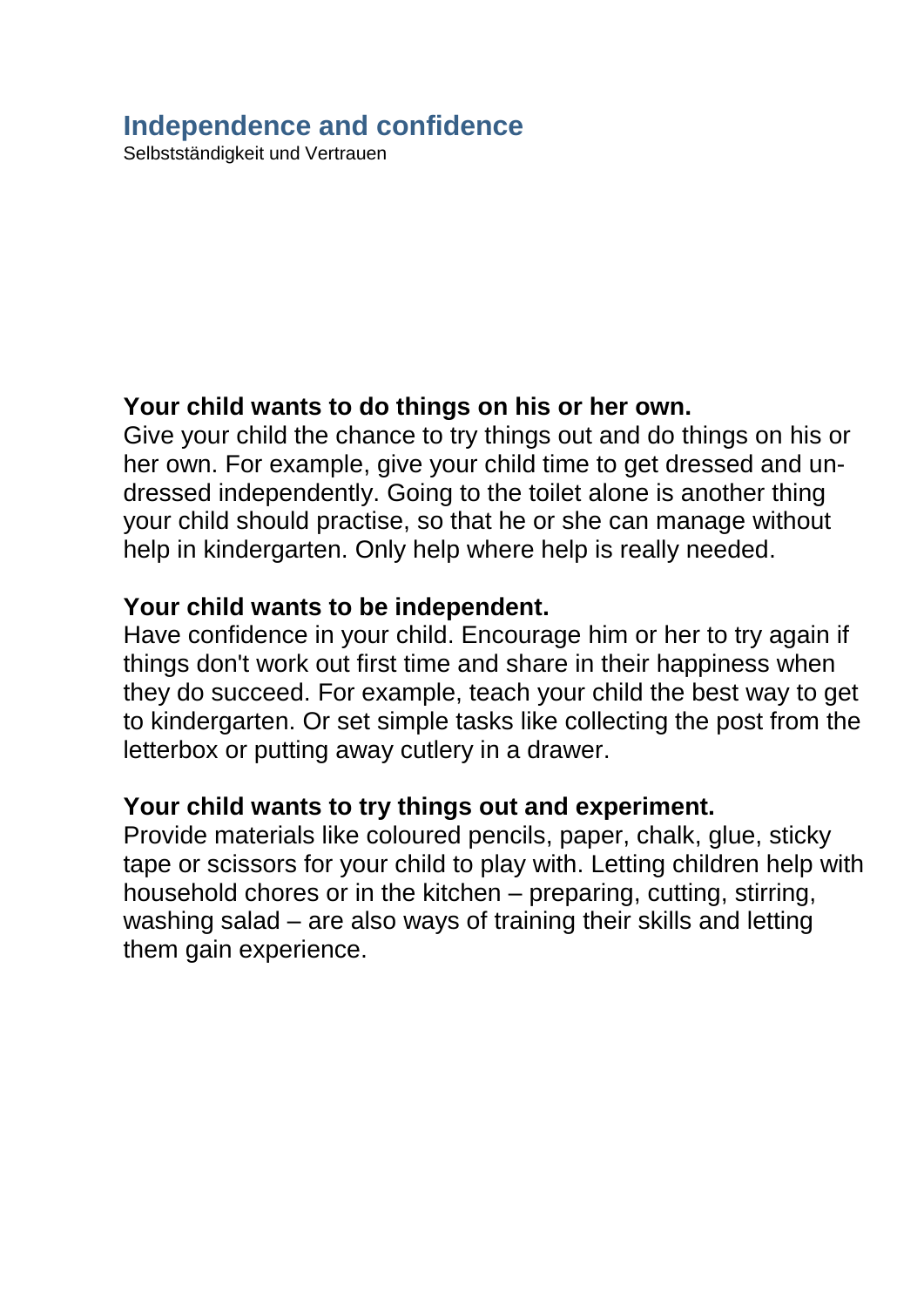## Independence and confidence

Selbstständigkeit und Vertrauen

**Your child wants to do things on his or her own.**
Give your child the chance to try things out and do things on his or her own. For example, give your child time to get dressed and undressed independently. Going to the toilet alone is another thing your child should practise, so that he or she can manage without help in kindergarten. Only help where help is really needed.

**Your child wants to be independent.**
Have confidence in your child. Encourage him or her to try again if things don't work out first time and share in their happiness when they do succeed. For example, teach your child the best way to get to kindergarten. Or set simple tasks like collecting the post from the letterbox or putting away cutlery in a drawer.

**Your child wants to try things out and experiment.**
Provide materials like coloured pencils, paper, chalk, glue, sticky tape or scissors for your child to play with. Letting children help with household chores or in the kitchen – preparing, cutting, stirring, washing salad – are also ways of training their skills and letting them gain experience.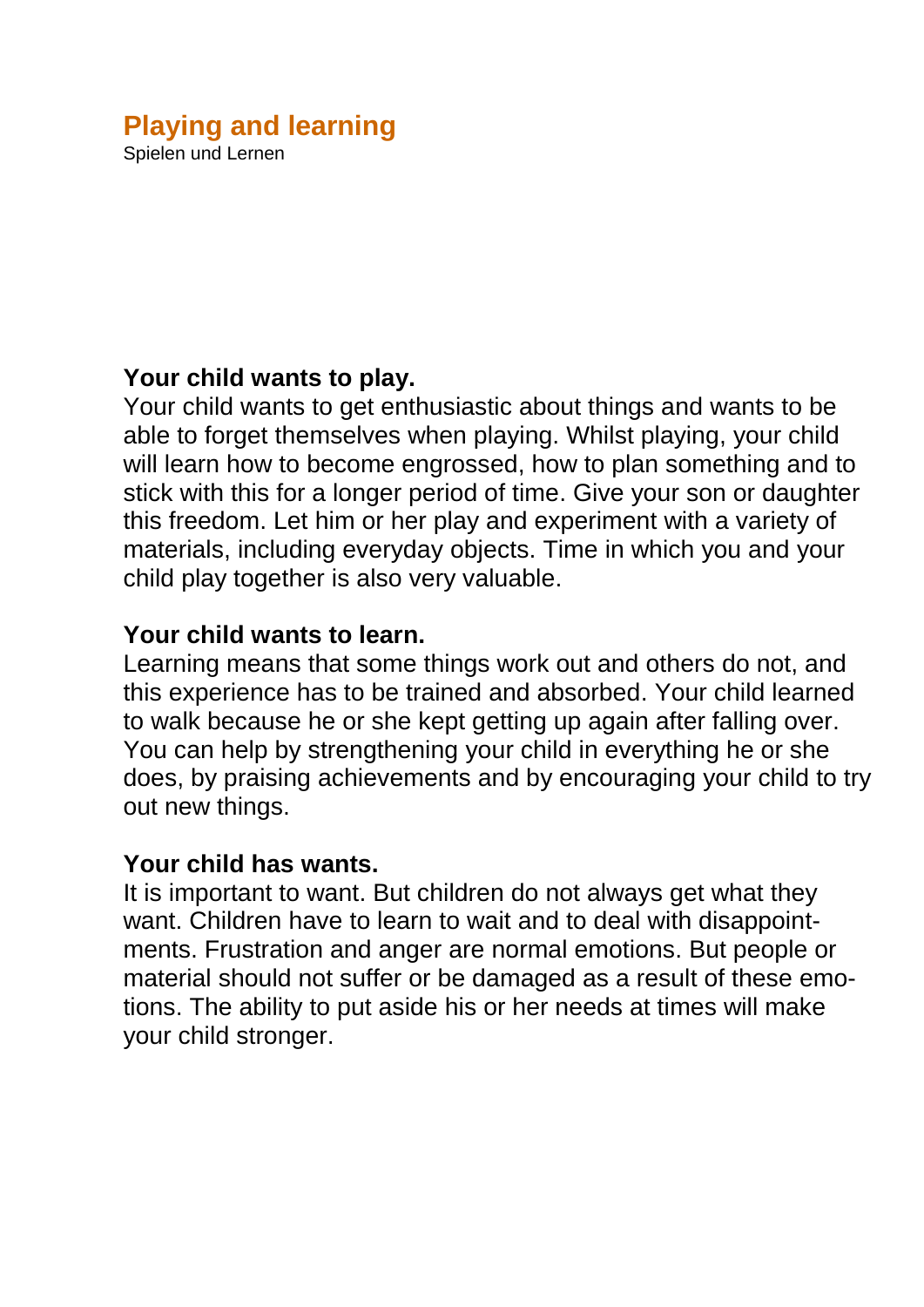## Playing and learning

Spielen und Lernen

**Your child wants to play.**
Your child wants to get enthusiastic about things and wants to be able to forget themselves when playing. Whilst playing, your child will learn how to become engrossed, how to plan something and to stick with this for a longer period of time. Give your son or daughter this freedom. Let him or her play and experiment with a variety of materials, including everyday objects. Time in which you and your child play together is also very valuable.

**Your child wants to learn.**
Learning means that some things work out and others do not, and this experience has to be trained and absorbed. Your child learned to walk because he or she kept getting up again after falling over. You can help by strengthening your child in everything he or she does, by praising achievements and by encouraging your child to try out new things.

**Your child has wants.**
It is important to want. But children do not always get what they want. Children have to learn to wait and to deal with disappointments. Frustration and anger are normal emotions. But people or material should not suffer or be damaged as a result of these emotions. The ability to put aside his or her needs at times will make your child stronger.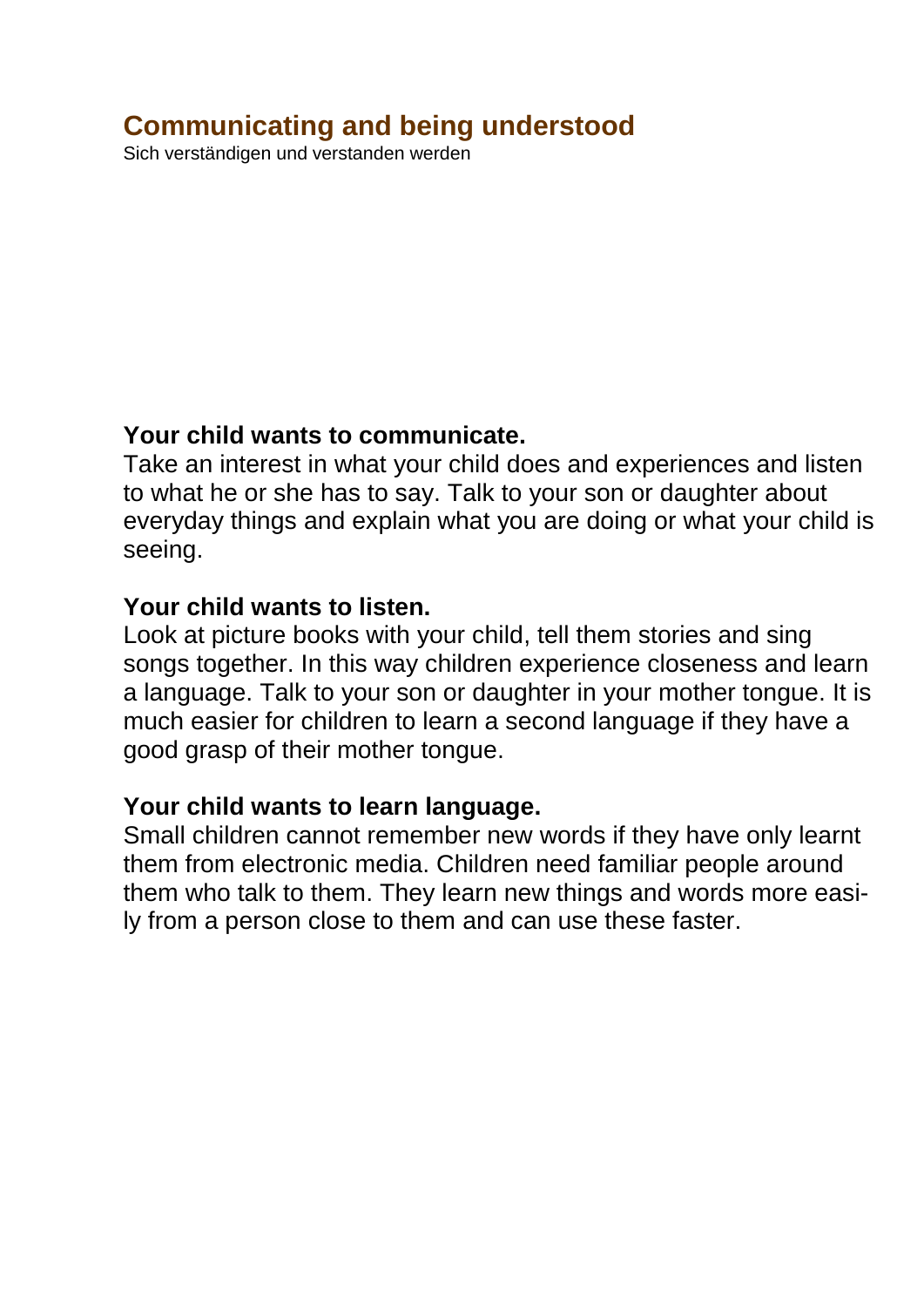# Communicating and being understood

Sich verständigen und verstanden werden

**Your child wants to communicate.**
Take an interest in what your child does and experiences and listen to what he or she has to say. Talk to your son or daughter about everyday things and explain what you are doing or what your child is seeing.

**Your child wants to listen.**
Look at picture books with your child, tell them stories and sing songs together. In this way children experience closeness and learn a language. Talk to your son or daughter in your mother tongue. It is much easier for children to learn a second language if they have a good grasp of their mother tongue.

**Your child wants to learn language.**
Small children cannot remember new words if they have only learnt them from electronic media. Children need familiar people around them who talk to them. They learn new things and words more easily from a person close to them and can use these faster.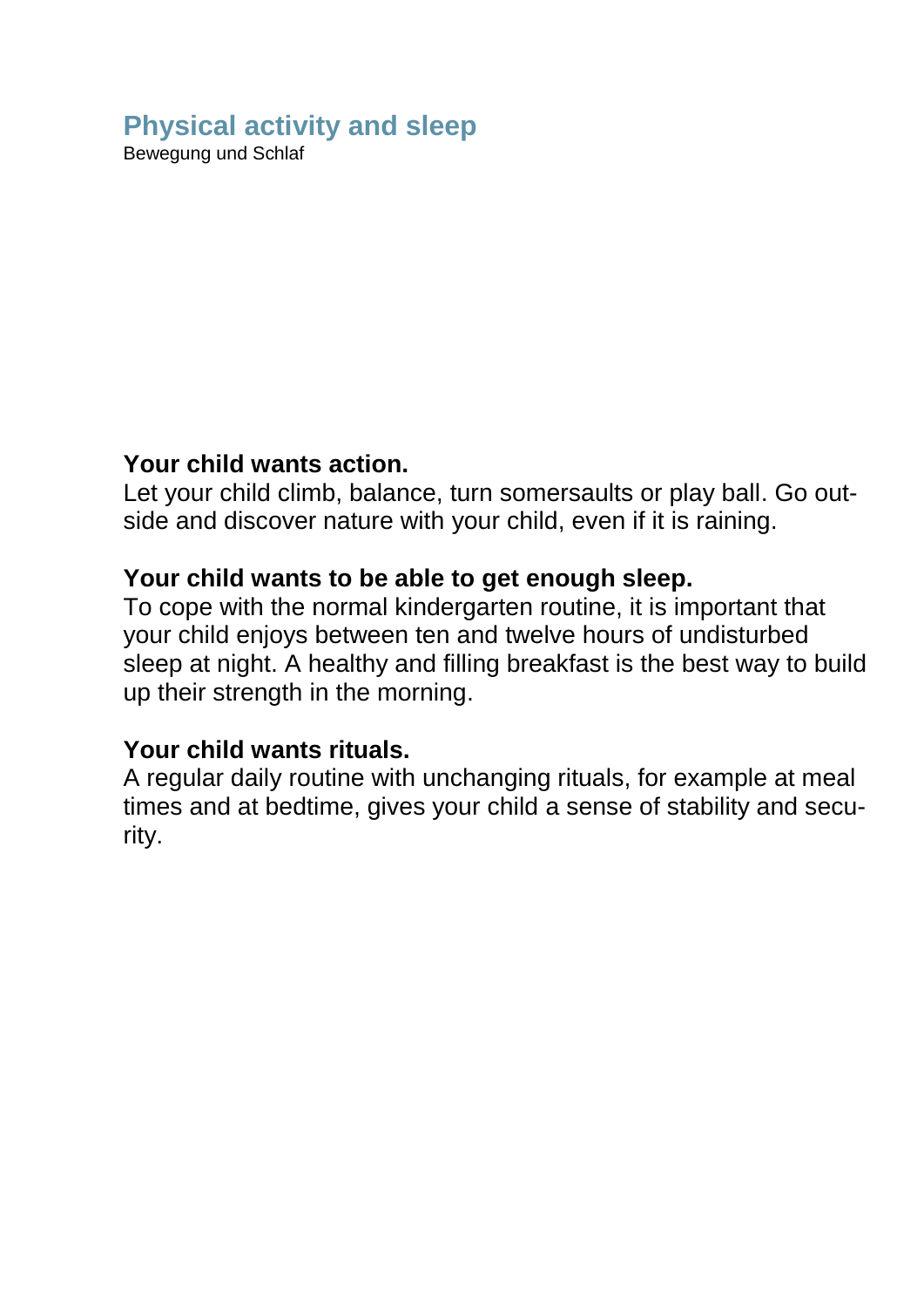# Physical activity and sleep

Bewegung und Schlaf

**Your child wants action.**

Let your child climb, balance, turn somersaults or play ball. Go outside and discover nature with your child, even if it is raining.

**Your child wants to be able to get enough sleep.**

To cope with the normal kindergarten routine, it is important that your child enjoys between ten and twelve hours of undisturbed sleep at night. A healthy and filling breakfast is the best way to build up their strength in the morning.

**Your child wants rituals.**

A regular daily routine with unchanging rituals, for example at meal times and at bedtime, gives your child a sense of stability and security.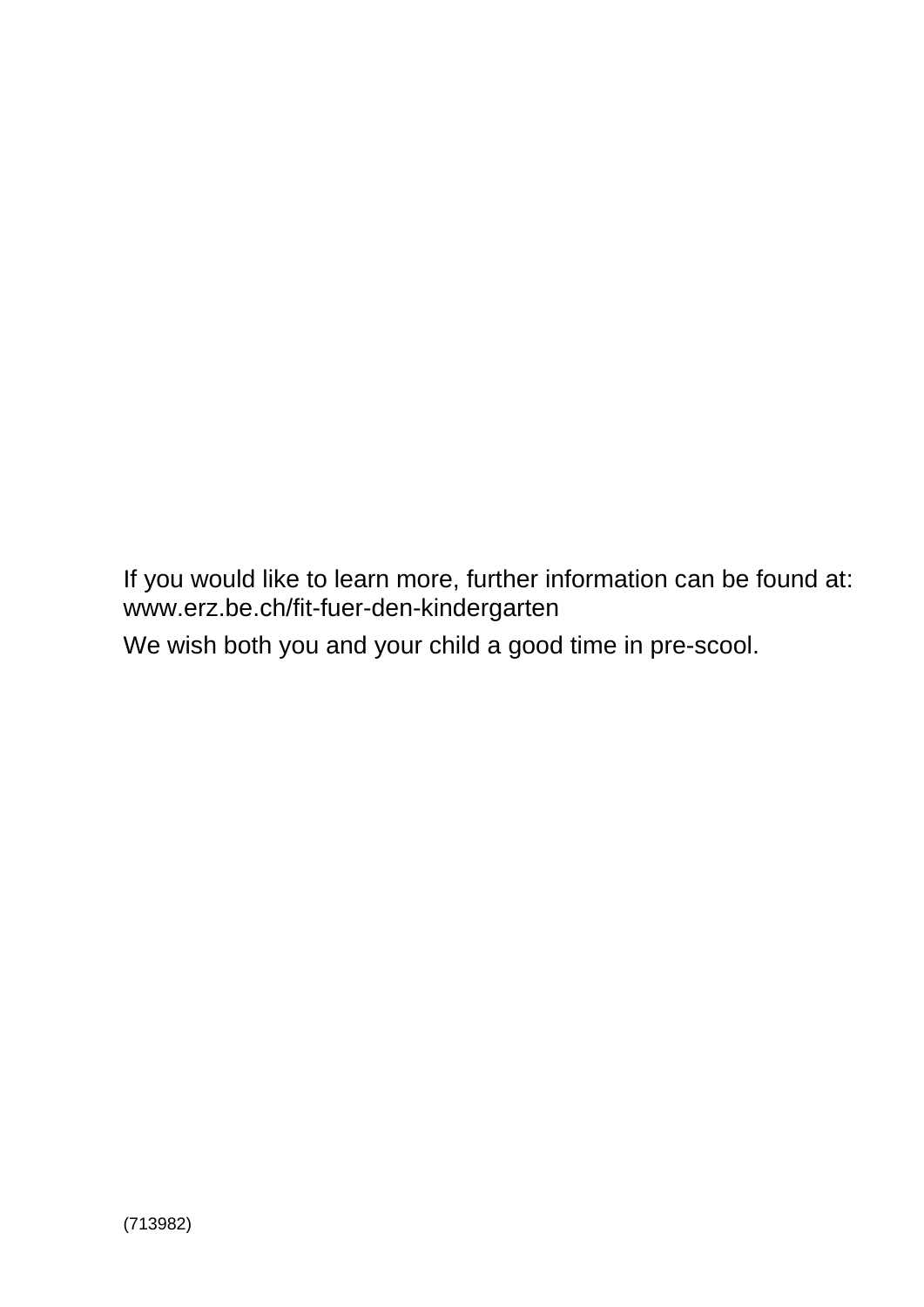If you would like to learn more, further information can be found at:
www.erz.be.ch/fit-fuer-den-kindergarten

We wish both you and your child a good time in pre-scool.

(713982)